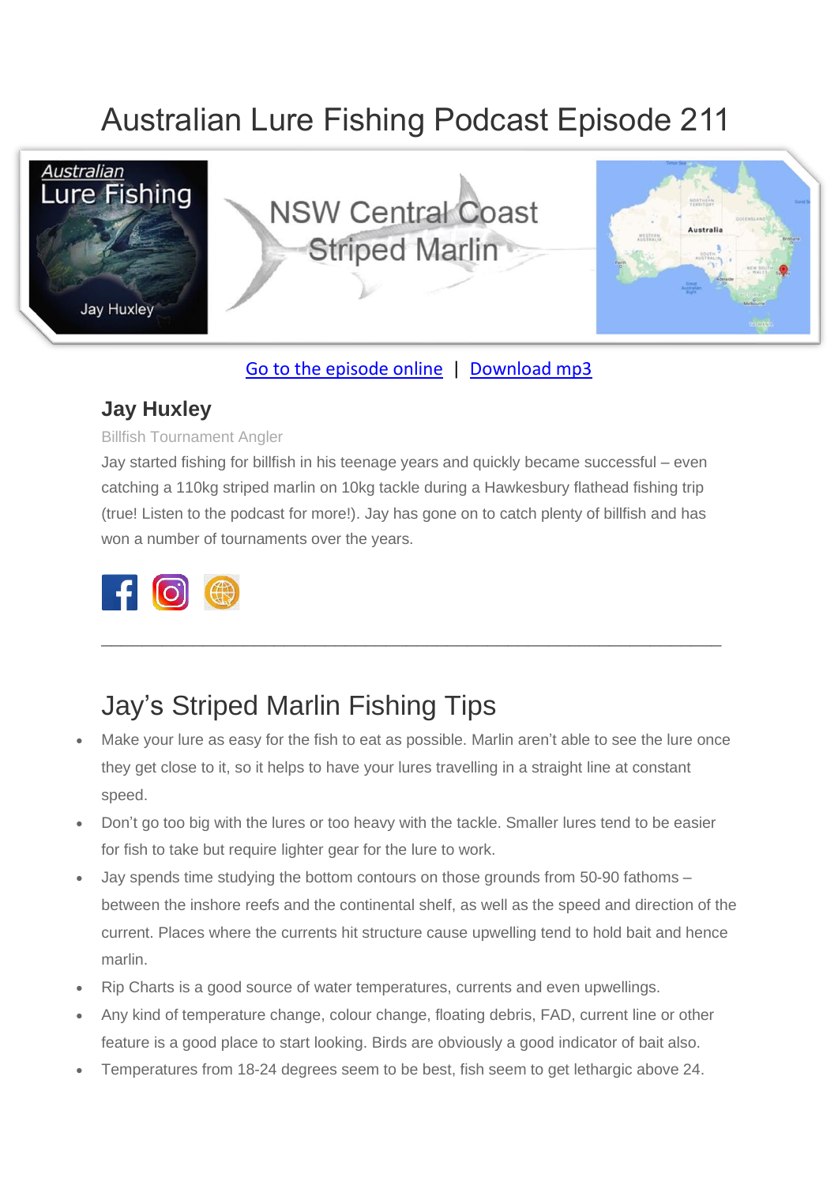# Australian Lure Fishing Podcast Episode 211

Go to the episode online | Download mp3

### Jay Huxley

Billfish Tournament Angler

Jay started fishing for billfish in his teenage years and quickly became successful – even catching a 110kg striped marlin on 10kg tackle during a Hawkesbury flathead fishing trip (true! Listen to the podcast for more!). Jay has gone on to catch plenty of billfish and has won a number of tournaments over the years.

---

## Jay's Striped Marlin Fishing Tips

- Make your lure as easy for the fish to eat as possible. Marlin aren't able to see the lure once they get close to it, so it helps to have your lures travelling in a straight line at constant speed.
- Don't go too big with the lures or too heavy with the tackle. Smaller lures tend to be easier for fish to take but require lighter gear for the lure to work.
- Jay spends time studying the bottom contours on those grounds from 50-90 fathoms – between the inshore reefs and the continental shelf, as well as the speed and direction of the current. Places where the currents hit structure cause upwelling tend to hold bait and hence marlin.
- Rip Charts is a good source of water temperatures, currents and even upwellings.
- Any kind of temperature change, colour change, floating debris, FAD, current line or other feature is a good place to start looking. Birds are obviously a good indicator of bait also.
- Temperatures from 18-24 degrees seem to be best, fish seem to get lethargic above 24.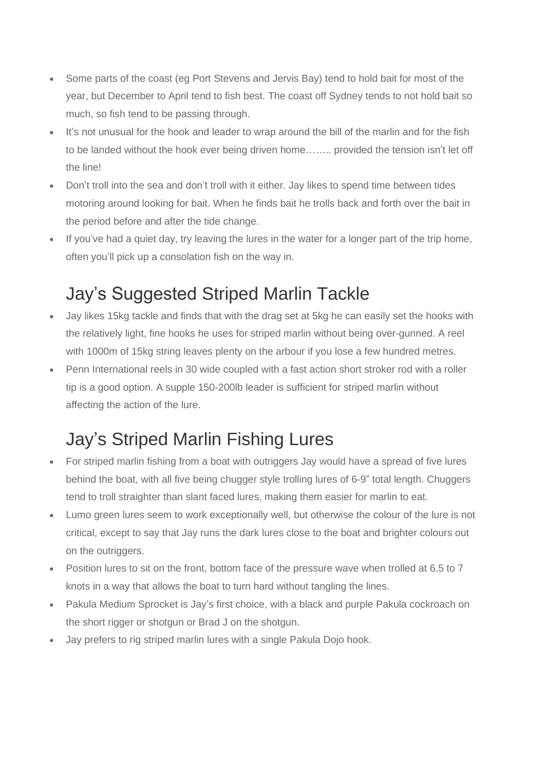- Some parts of the coast (eg Port Stevens and Jervis Bay) tend to hold bait for most of the year, but December to April tend to fish best. The coast off Sydney tends to not hold bait so much, so fish tend to be passing through.
- It's not unusual for the hook and leader to wrap around the bill of the marlin and for the fish to be landed without the hook ever being driven home…….. provided the tension isn't let off the line!
- Don't troll into the sea and don't troll with it either. Jay likes to spend time between tides motoring around looking for bait. When he finds bait he trolls back and forth over the bait in the period before and after the tide change.
- If you've had a quiet day, try leaving the lures in the water for a longer part of the trip home, often you'll pick up a consolation fish on the way in.

## Jay's Suggested Striped Marlin Tackle

- Jay likes 15kg tackle and finds that with the drag set at 5kg he can easily set the hooks with the relatively light, fine hooks he uses for striped marlin without being over-gunned. A reel with 1000m of 15kg string leaves plenty on the arbour if you lose a few hundred metres.
- Penn International reels in 30 wide coupled with a fast action short stroker rod with a roller tip is a good option. A supple 150-200lb leader is sufficient for striped marlin without affecting the action of the lure.

## Jay's Striped Marlin Fishing Lures

- For striped marlin fishing from a boat with outriggers Jay would have a spread of five lures behind the boat, with all five being chugger style trolling lures of 6-9" total length. Chuggers tend to troll straighter than slant faced lures, making them easier for marlin to eat.
- Lumo green lures seem to work exceptionally well, but otherwise the colour of the lure is not critical, except to say that Jay runs the dark lures close to the boat and brighter colours out on the outriggers.
- Position lures to sit on the front, bottom face of the pressure wave when trolled at 6.5 to 7 knots in a way that allows the boat to turn hard without tangling the lines.
- Pakula Medium Sprocket is Jay's first choice, with a black and purple Pakula cockroach on the short rigger or shotgun or Brad J on the shotgun.
- Jay prefers to rig striped marlin lures with a single Pakula Dojo hook.